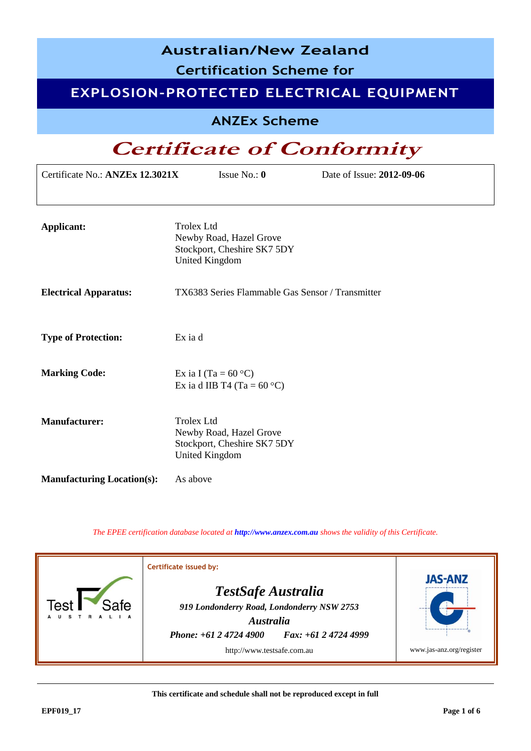# Australian/New Zealand Certification Scheme for

# EXPLOSION-PROTECTED ELECTRICAL EQUIPMENT

## ANZEx Scheme

# *Certificate of Conformity*

| Certificate No.: **ANZEx 12.3021X** | Issue No.: **0** | Date of Issue: **2012-09-06** |
|---|---|---|

**Applicant:** Trolex Ltd
Newby Road, Hazel Grove
Stockport, Cheshire SK7 5DY
United Kingdom

**Electrical Apparatus:** TX6383 Series Flammable Gas Sensor / Transmitter

**Type of Protection:** Ex ia d

**Marking Code:** Ex ia I (Ta = 60 °C)
Ex ia d IIB T4 (Ta = 60 °C)

**Manufacturer:** Trolex Ltd
Newby Road, Hazel Grove
Stockport, Cheshire SK7 5DY
United Kingdom

**Manufacturing Location(s):** As above

*The EPEE certification database located at **http://www.anzex.com.au** shows the validity of this Certificate.*

Certificate issued by:

***TestSafe Australia***
***919 Londonderry Road, Londonderry NSW 2753***
***Australia***
***Phone: +61 2 4724 4900 Fax: +61 2 4724 4999***
http://www.testsafe.com.au

JAS-ANZ
www.jas-anz.org/register

**This certificate and schedule shall not be reproduced except in full**

**EPF019_17**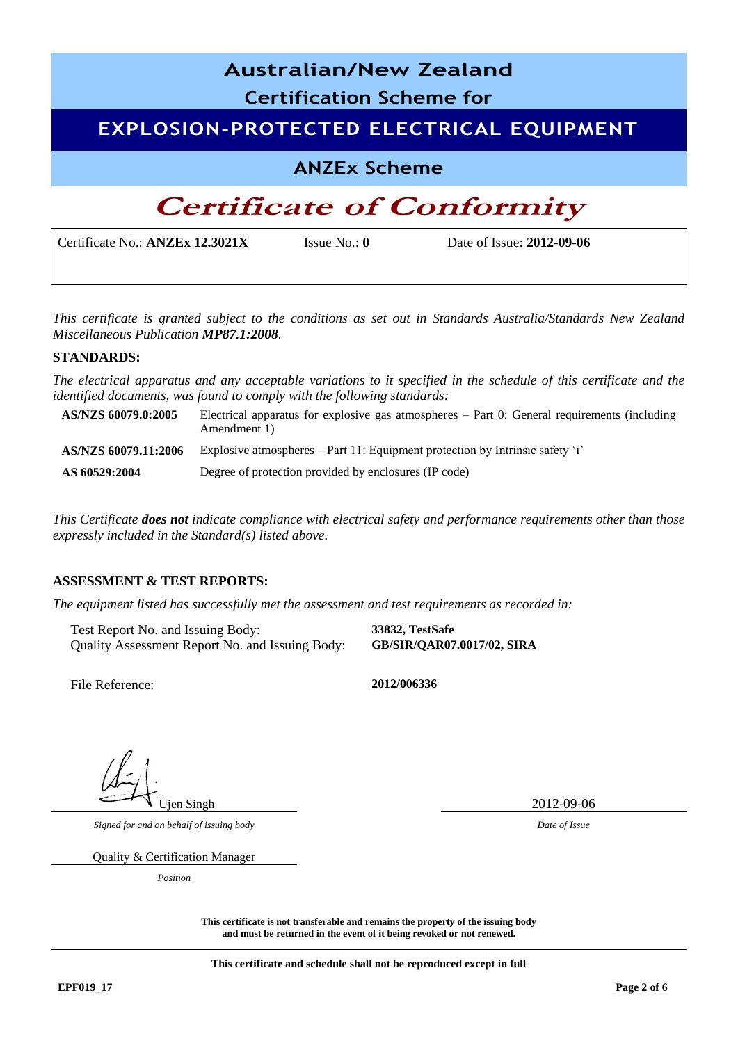# Australian/New Zealand

## Certification Scheme for

## EXPLOSION-PROTECTED ELECTRICAL EQUIPMENT

## ANZEx Scheme

# *Certificate of Conformity*

| Certificate No.: **ANZEx 12.3021X** | Issue No.: **0** | Date of Issue: **2012-09-06** |
|---|---|---|

*This certificate is granted subject to the conditions as set out in Standards Australia/Standards New Zealand Miscellaneous Publication **MP87.1:2008**.*

**STANDARDS:**

*The electrical apparatus and any acceptable variations to it specified in the schedule of this certificate and the identified documents, was found to comply with the following standards:*

| | |
|---|---|
| **AS/NZS 60079.0:2005** | Electrical apparatus for explosive gas atmospheres – Part 0: General requirements (including Amendment 1) |
| **AS/NZS 60079.11:2006** | Explosive atmospheres – Part 11: Equipment protection by Intrinsic safety 'i' |
| **AS 60529:2004** | Degree of protection provided by enclosures (IP code) |

*This Certificate **does not** indicate compliance with electrical safety and performance requirements other than those expressly included in the Standard(s) listed above.*

**ASSESSMENT & TEST REPORTS:**

*The equipment listed has successfully met the assessment and test requirements as recorded in:*

| | |
|---|---|
| Test Report No. and Issuing Body: | **33832, TestSafe** |
| Quality Assessment Report No. and Issuing Body: | **GB/SIR/QAR07.0017/02, SIRA** |
| File Reference: | **2012/006336** |

Ujen Singh

*Signed for and on behalf of issuing body*

Quality & Certification Manager

*Position*

2012-09-06

*Date of Issue*

**This certificate is not transferable and remains the property of the issuing body and must be returned in the event of it being revoked or not renewed.**

**This certificate and schedule shall not be reproduced except in full**

**EPF019_17**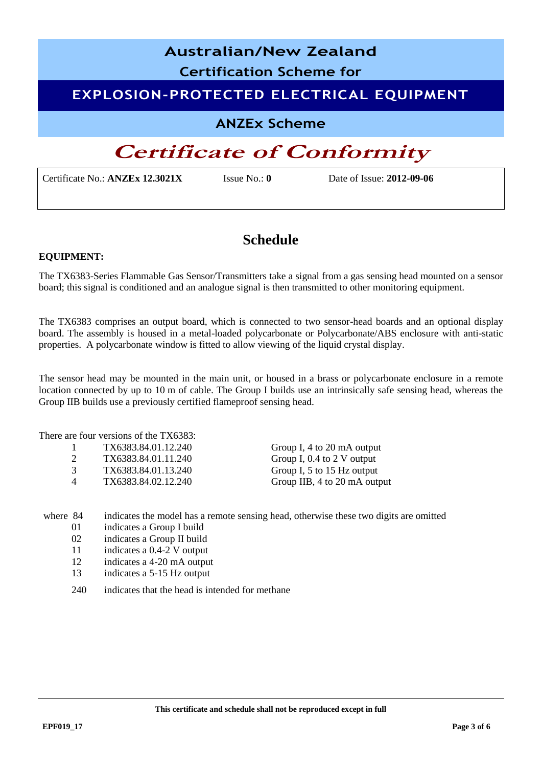# Australian/New Zealand Certification Scheme for

## EXPLOSION-PROTECTED ELECTRICAL EQUIPMENT

### ANZEx Scheme

# *Certificate of Conformity*

Certificate No.: **ANZEx 12.3021X** Issue No.: **0** Date of Issue: **2012-09-06**

## Schedule

**EQUIPMENT:**

The TX6383-Series Flammable Gas Sensor/Transmitters take a signal from a gas sensing head mounted on a sensor board; this signal is conditioned and an analogue signal is then transmitted to other monitoring equipment.

The TX6383 comprises an output board, which is connected to two sensor-head boards and an optional display board. The assembly is housed in a metal-loaded polycarbonate or Polycarbonate/ABS enclosure with anti-static properties. A polycarbonate window is fitted to allow viewing of the liquid crystal display.

The sensor head may be mounted in the main unit, or housed in a brass or polycarbonate enclosure in a remote location connected by up to 10 m of cable. The Group I builds use an intrinsically safe sensing head, whereas the Group IIB builds use a previously certified flameproof sensing head.

There are four versions of the TX6383:

| | | |
|---|---|---|
| 1 | TX6383.84.01.12.240 | Group I, 4 to 20 mA output |
| 2 | TX6383.84.01.11.240 | Group I, 0.4 to 2 V output |
| 3 | TX6383.84.01.13.240 | Group I, 5 to 15 Hz output |
| 4 | TX6383.84.02.12.240 | Group IIB, 4 to 20 mA output |

where 84 indicates the model has a remote sensing head, otherwise these two digits are omitted

- 01 indicates a Group I build
- 02 indicates a Group II build
- 11 indicates a 0.4-2 V output
- 12 indicates a 4-20 mA output
- 13 indicates a 5-15 Hz output
- 240 indicates that the head is intended for methane

This certificate and schedule shall not be reproduced except in full

EPF019_17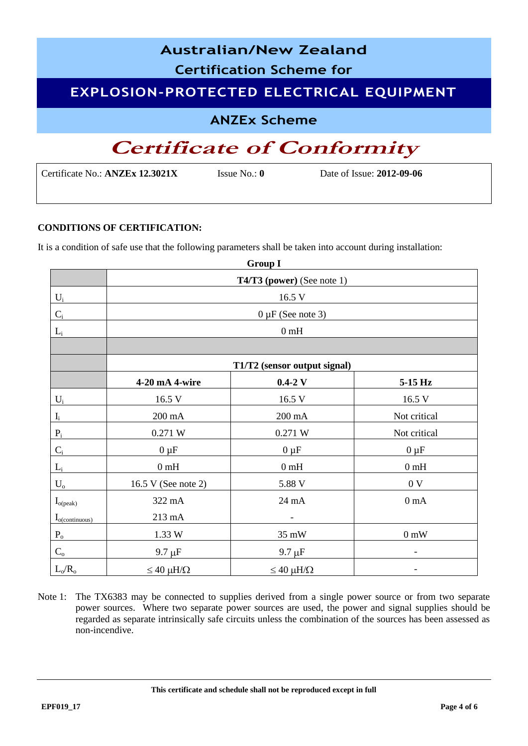# Australian/New Zealand Certification Scheme for

# EXPLOSION-PROTECTED ELECTRICAL EQUIPMENT

## ANZEx Scheme

# *Certificate of Conformity*

Certificate No.: **ANZEx 12.3021X** Issue No.: **0** Date of Issue: **2012-09-06**

**CONDITIONS OF CERTIFICATION:**

It is a condition of safe use that the following parameters shall be taken into account during installation:

**Group I**

| | **T4/T3 (power)** (See note 1) | | |
|---|---|---|---|
| $U_i$ | 16.5 V | | |
| $C_i$ | 0 µF (See note 3) | | |
| $L_i$ | 0 mH | | |
| | | | |
| | **T1/T2 (sensor output signal)** | | |
| | **4-20 mA 4-wire** | **0.4-2 V** | **5-15 Hz** |
| $U_i$ | 16.5 V | 16.5 V | 16.5 V |
| $I_i$ | 200 mA | 200 mA | Not critical |
| $P_i$ | 0.271 W | 0.271 W | Not critical |
| $C_i$ | 0 µF | 0 µF | 0 µF |
| $L_i$ | 0 mH | 0 mH | 0 mH |
| $U_o$ | 16.5 V (See note 2) | 5.88 V | 0 V |
| $I_{o(peak)}$ | 322 mA | 24 mA | 0 mA |
| $I_{o(continuous)}$ | 213 mA | - | |
| $P_o$ | 1.33 W | 35 mW | 0 mW |
| $C_o$ | 9.7 µF | 9.7 µF | - |
| $L_o/R_o$ | ≤ 40 µH/Ω | ≤ 40 µH/Ω | - |

Note 1: The TX6383 may be connected to supplies derived from a single power source or from two separate power sources. Where two separate power sources are used, the power and signal supplies should be regarded as separate intrinsically safe circuits unless the combination of the sources has been assessed as non-incendive.

**This certificate and schedule shall not be reproduced except in full**

**EPF019_17**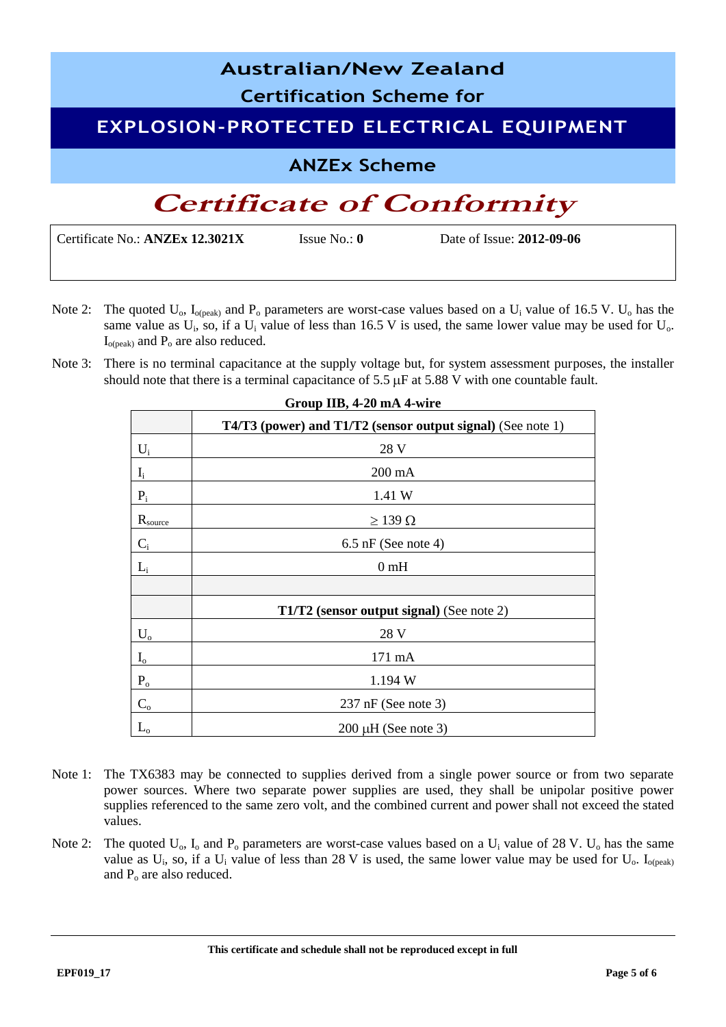Certificate No.: **ANZEx 12.3021X** Issue No.: **0** Date of Issue: **2012-09-06**

Note 2: The quoted $U_o$, $I_{o(peak)}$ and $P_o$ parameters are worst-case values based on a $U_i$ value of 16.5 V. $U_o$ has the same value as $U_i$, so, if a $U_i$ value of less than 16.5 V is used, the same lower value may be used for $U_o$. $I_{o(peak)}$ and $P_o$ are also reduced.

Note 3: There is no terminal capacitance at the supply voltage but, for system assessment purposes, the installer should note that there is a terminal capacitance of 5.5 μF at 5.88 V with one countable fault.

**Group IIB, 4-20 mA 4-wire**

| | **T4/T3 (power) and T1/T2 (sensor output signal)** (See note 1) |
|---|---|
| $U_i$ | 28 V |
| $I_i$ | 200 mA |
| $P_i$ | 1.41 W |
| $R_{source}$ | ≥ 139 Ω |
| $C_i$ | 6.5 nF (See note 4) |
| $L_i$ | 0 mH |
| | |
| | **T1/T2 (sensor output signal)** (See note 2) |
| $U_o$ | 28 V |
| $I_o$ | 171 mA |
| $P_o$ | 1.194 W |
| $C_o$ | 237 nF (See note 3) |
| $L_o$ | 200 μH (See note 3) |

Note 1: The TX6383 may be connected to supplies derived from a single power source or from two separate power sources. Where two separate power supplies are used, they shall be unipolar positive power supplies referenced to the same zero volt, and the combined current and power shall not exceed the stated values.

Note 2: The quoted $U_o$, $I_o$ and $P_o$ parameters are worst-case values based on a $U_i$ value of 28 V. $U_o$ has the same value as $U_i$, so, if a $U_i$ value of less than 28 V is used, the same lower value may be used for $U_o$. $I_{o(peak)}$ and $P_o$ are also reduced.

**This certificate and schedule shall not be reproduced except in full**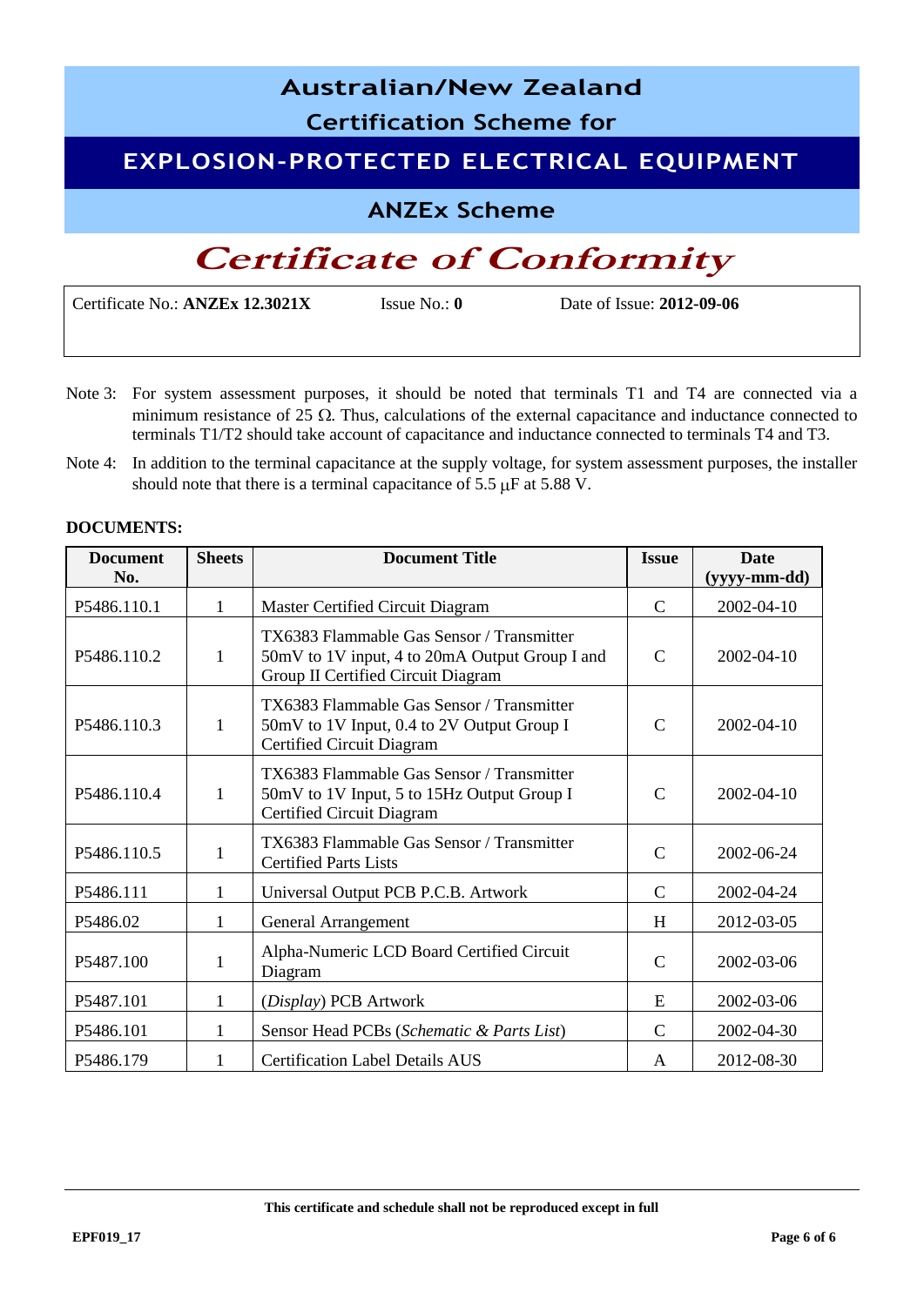# Australian/New Zealand Certification Scheme for

## EXPLOSION-PROTECTED ELECTRICAL EQUIPMENT

### ANZEx Scheme

# *Certificate of Conformity*

Certificate No.: **ANZEx 12.3021X** Issue No.: **0** Date of Issue: **2012-09-06**

Note 3: For system assessment purposes, it should be noted that terminals T1 and T4 are connected via a minimum resistance of 25 Ω. Thus, calculations of the external capacitance and inductance connected to terminals T1/T2 should take account of capacitance and inductance connected to terminals T4 and T3.

Note 4: In addition to the terminal capacitance at the supply voltage, for system assessment purposes, the installer should note that there is a terminal capacitance of 5.5 μF at 5.88 V.

**DOCUMENTS:**

| Document No. | Sheets | Document Title | Issue | Date (yyyy-mm-dd) |
|---|---|---|---|---|
| P5486.110.1 | 1 | Master Certified Circuit Diagram | C | 2002-04-10 |
| P5486.110.2 | 1 | TX6383 Flammable Gas Sensor / Transmitter 50mV to 1V input, 4 to 20mA Output Group I and Group II Certified Circuit Diagram | C | 2002-04-10 |
| P5486.110.3 | 1 | TX6383 Flammable Gas Sensor / Transmitter 50mV to 1V Input, 0.4 to 2V Output Group I Certified Circuit Diagram | C | 2002-04-10 |
| P5486.110.4 | 1 | TX6383 Flammable Gas Sensor / Transmitter 50mV to 1V Input, 5 to 15Hz Output Group I Certified Circuit Diagram | C | 2002-04-10 |
| P5486.110.5 | 1 | TX6383 Flammable Gas Sensor / Transmitter Certified Parts Lists | C | 2002-06-24 |
| P5486.111 | 1 | Universal Output PCB P.C.B. Artwork | C | 2002-04-24 |
| P5486.02 | 1 | General Arrangement | H | 2012-03-05 |
| P5487.100 | 1 | Alpha-Numeric LCD Board Certified Circuit Diagram | C | 2002-03-06 |
| P5487.101 | 1 | (*Display*) PCB Artwork | E | 2002-03-06 |
| P5486.101 | 1 | Sensor Head PCBs (*Schematic & Parts List*) | C | 2002-04-30 |
| P5486.179 | 1 | Certification Label Details AUS | A | 2012-08-30 |

**This certificate and schedule shall not be reproduced except in full**

**EPF019_17**